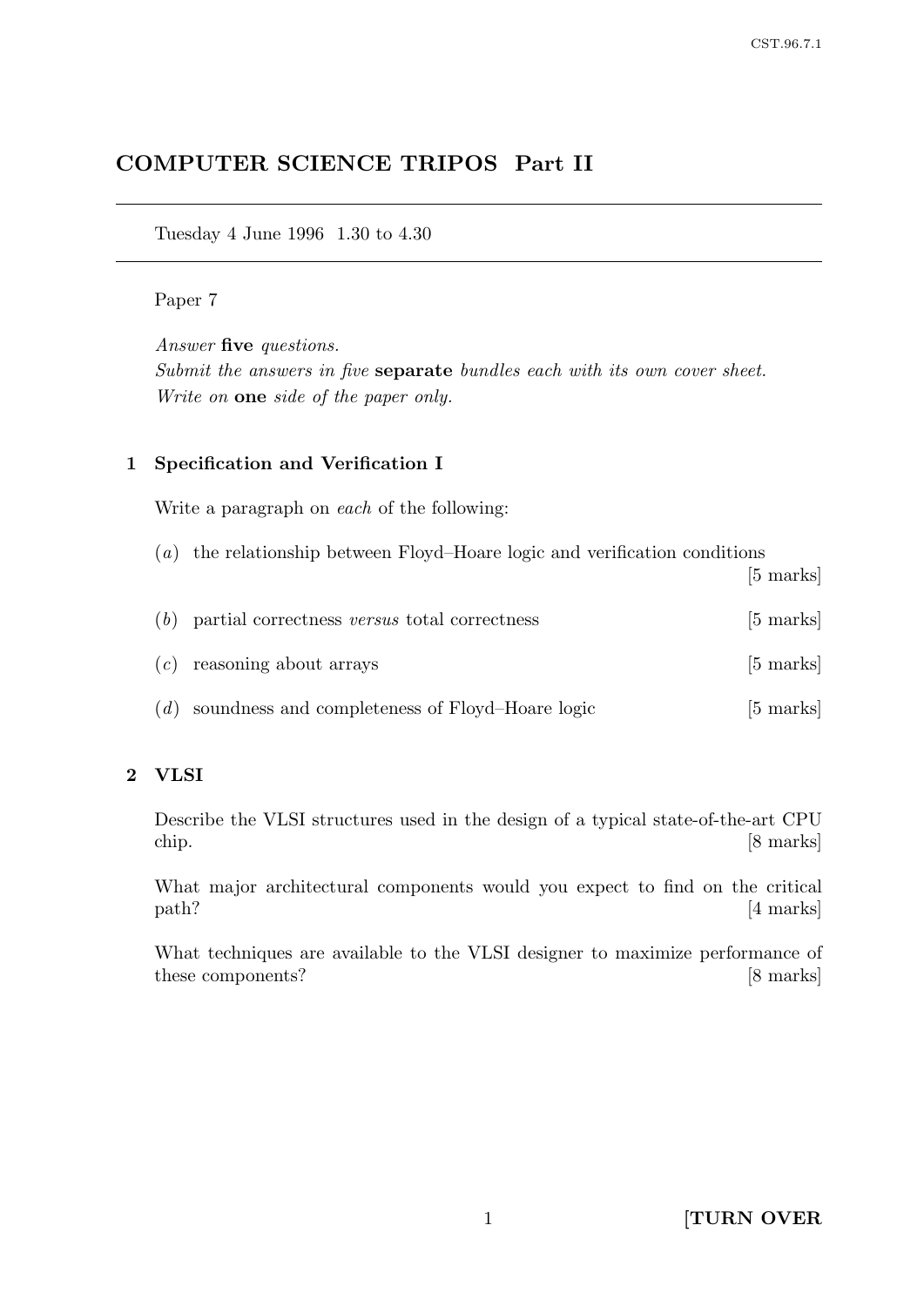# COMPUTER SCIENCE TRIPOS Part II

Tuesday 4 June 1996 1.30 to 4.30

Paper 7

*Answer* **five** *questions.*
*Submit the answers in five* **separate** *bundles each with its own cover sheet.*
*Write on* **one** *side of the paper only.*

## 1 Specification and Verification I

Write a paragraph on *each* of the following:

(*a*) the relationship between Floyd–Hoare logic and verification conditions [5 marks]

(*b*) partial correctness *versus* total correctness [5 marks]

(*c*) reasoning about arrays [5 marks]

(*d*) soundness and completeness of Floyd–Hoare logic [5 marks]

## 2 VLSI

Describe the VLSI structures used in the design of a typical state-of-the-art CPU chip. [8 marks]

What major architectural components would you expect to find on the critical path? [4 marks]

What techniques are available to the VLSI designer to maximize performance of these components? [8 marks]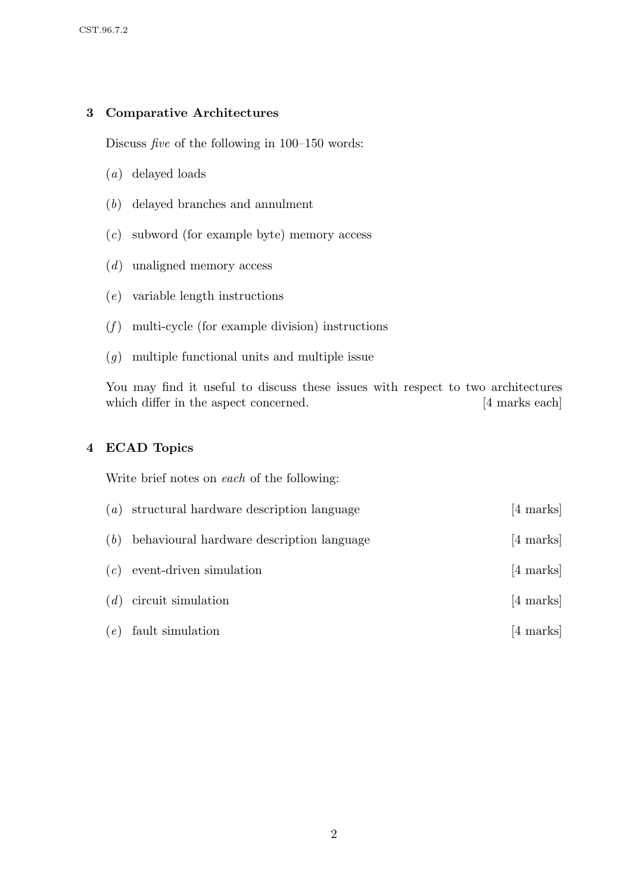## 3 Comparative Architectures

Discuss *five* of the following in 100–150 words:

(*a*) delayed loads

(*b*) delayed branches and annulment

(*c*) subword (for example byte) memory access

(*d*) unaligned memory access

(*e*) variable length instructions

(*f*) multi-cycle (for example division) instructions

(*g*) multiple functional units and multiple issue

You may find it useful to discuss these issues with respect to two architectures which differ in the aspect concerned. [4 marks each]

## 4 ECAD Topics

Write brief notes on *each* of the following:

(*a*) structural hardware description language [4 marks]

(*b*) behavioural hardware description language [4 marks]

(*c*) event-driven simulation [4 marks]

(*d*) circuit simulation [4 marks]

(*e*) fault simulation [4 marks]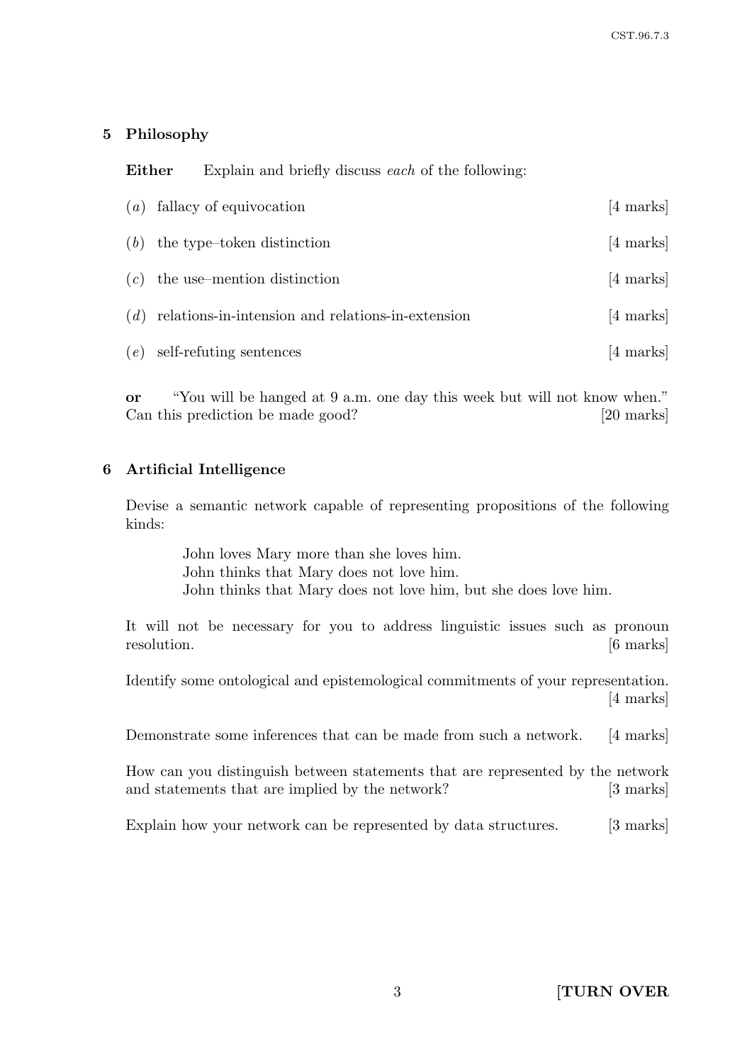## 5 Philosophy

**Either** Explain and briefly discuss *each* of the following:

(*a*) fallacy of equivocation [4 marks]

(*b*) the type–token distinction [4 marks]

(*c*) the use–mention distinction [4 marks]

(*d*) relations-in-intension and relations-in-extension [4 marks]

(*e*) self-refuting sentences [4 marks]

**or** "You will be hanged at 9 a.m. one day this week but will not know when." Can this prediction be made good? [20 marks]

## 6 Artificial Intelligence

Devise a semantic network capable of representing propositions of the following kinds:

> John loves Mary more than she loves him.
> John thinks that Mary does not love him.
> John thinks that Mary does not love him, but she does love him.

It will not be necessary for you to address linguistic issues such as pronoun resolution. [6 marks]

Identify some ontological and epistemological commitments of your representation. [4 marks]

Demonstrate some inferences that can be made from such a network. [4 marks]

How can you distinguish between statements that are represented by the network and statements that are implied by the network? [3 marks]

Explain how your network can be represented by data structures. [3 marks]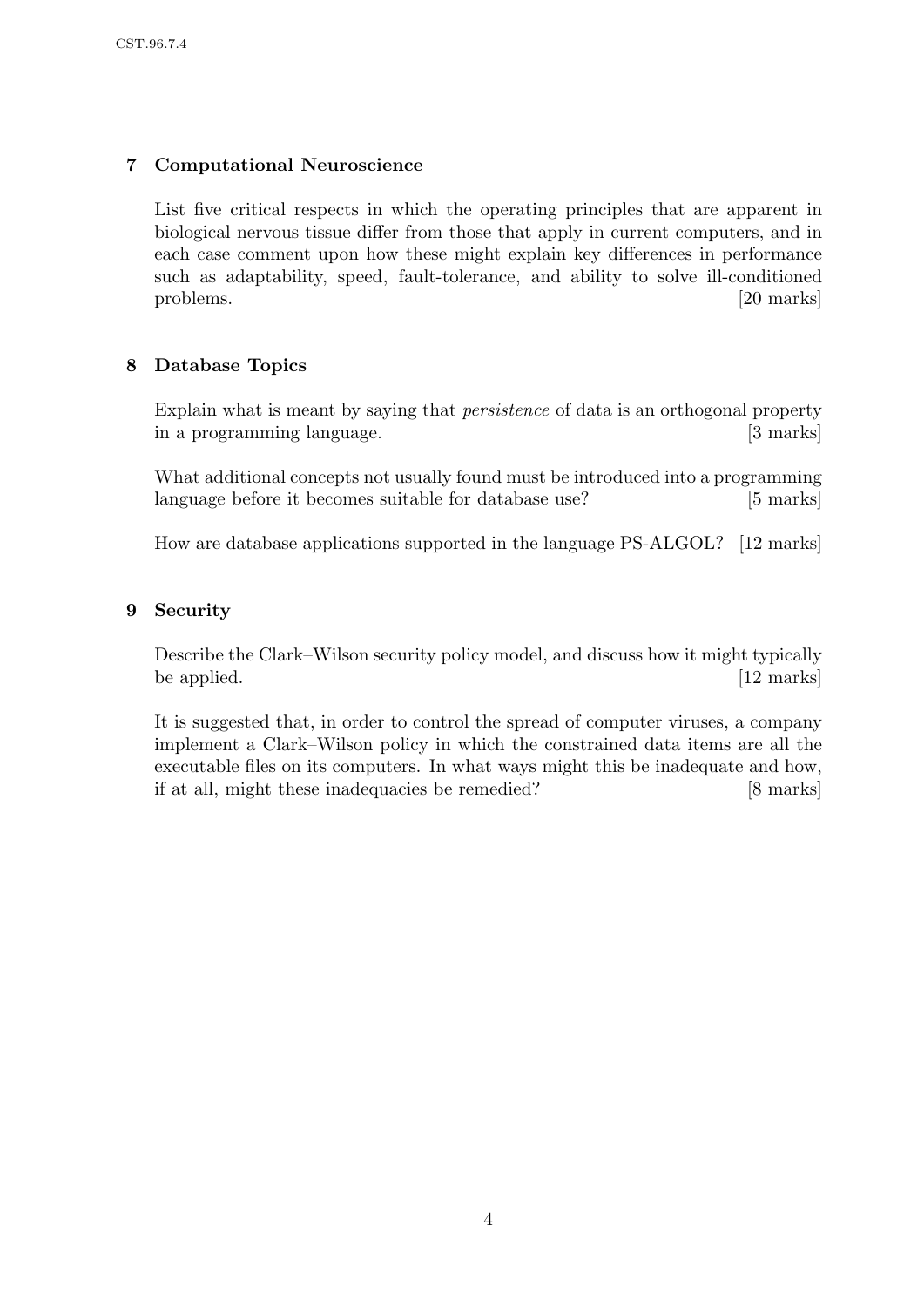## 7 Computational Neuroscience

List five critical respects in which the operating principles that are apparent in biological nervous tissue differ from those that apply in current computers, and in each case comment upon how these might explain key differences in performance such as adaptability, speed, fault-tolerance, and ability to solve ill-conditioned problems. [20 marks]

## 8 Database Topics

Explain what is meant by saying that *persistence* of data is an orthogonal property in a programming language. [3 marks]

What additional concepts not usually found must be introduced into a programming language before it becomes suitable for database use? [5 marks]

How are database applications supported in the language PS-ALGOL? [12 marks]

## 9 Security

Describe the Clark–Wilson security policy model, and discuss how it might typically be applied. [12 marks]

It is suggested that, in order to control the spread of computer viruses, a company implement a Clark–Wilson policy in which the constrained data items are all the executable files on its computers. In what ways might this be inadequate and how, if at all, might these inadequacies be remedied? [8 marks]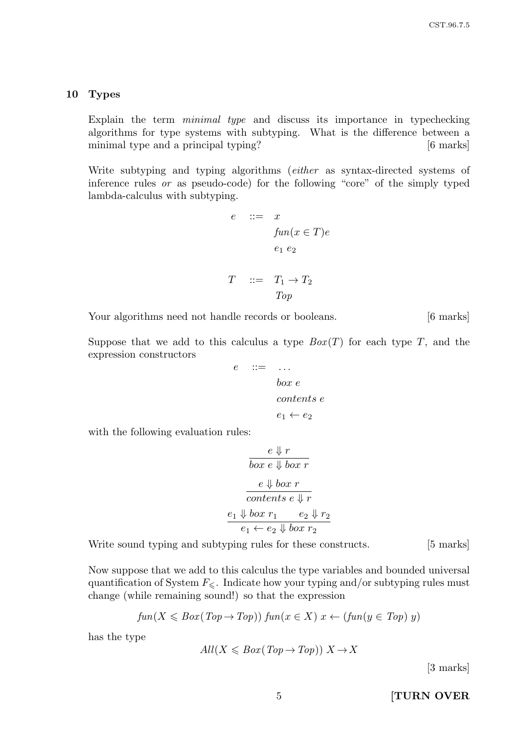## 10 Types

Explain the term *minimal type* and discuss its importance in typechecking algorithms for type systems with subtyping. What is the difference between a minimal type and a principal typing? [6 marks]

Write subtyping and typing algorithms (*either* as syntax-directed systems of inference rules *or* as pseudo-code) for the following "core" of the simply typed lambda-calculus with subtyping.

$$
\begin{array}{rcl}
e & ::= & x \\
  &     & \mathit{fun}(x \in T)e \\
  &     & e_1 \; e_2
\end{array}
$$

$$
\begin{array}{rcl}
T & ::= & T_1 \rightarrow T_2 \\
  &     & \mathit{Top}
\end{array}
$$

Your algorithms need not handle records or booleans. [6 marks]

Suppose that we add to this calculus a type $Box(T)$ for each type $T$, and the expression constructors

$$
\begin{array}{rcl}
e & ::= & \ldots \\
  &     & \mathit{box} \; e \\
  &     & \mathit{contents} \; e \\
  &     & e_1 \leftarrow e_2
\end{array}
$$

with the following evaluation rules:

$$\frac{e \Downarrow r}{\mathit{box}\; e \Downarrow \mathit{box}\; r}$$

$$\frac{e \Downarrow \mathit{box}\; r}{\mathit{contents}\; e \Downarrow r}$$

$$\frac{e_1 \Downarrow \mathit{box}\; r_1 \qquad e_2 \Downarrow r_2}{e_1 \leftarrow e_2 \Downarrow \mathit{box}\; r_2}$$

Write sound typing and subtyping rules for these constructs. [5 marks]

Now suppose that we add to this calculus the type variables and bounded universal quantification of System $F_{\leqslant}$. Indicate how your typing and/or subtyping rules must change (while remaining sound!) so that the expression

$$\mathit{fun}(X \leqslant Box(Top \rightarrow Top)) \; \mathit{fun}(x \in X) \; x \leftarrow (\mathit{fun}(y \in Top) \; y)$$

has the type

$$All(X \leqslant Box(Top \rightarrow Top)) \; X \rightarrow X$$

[3 marks]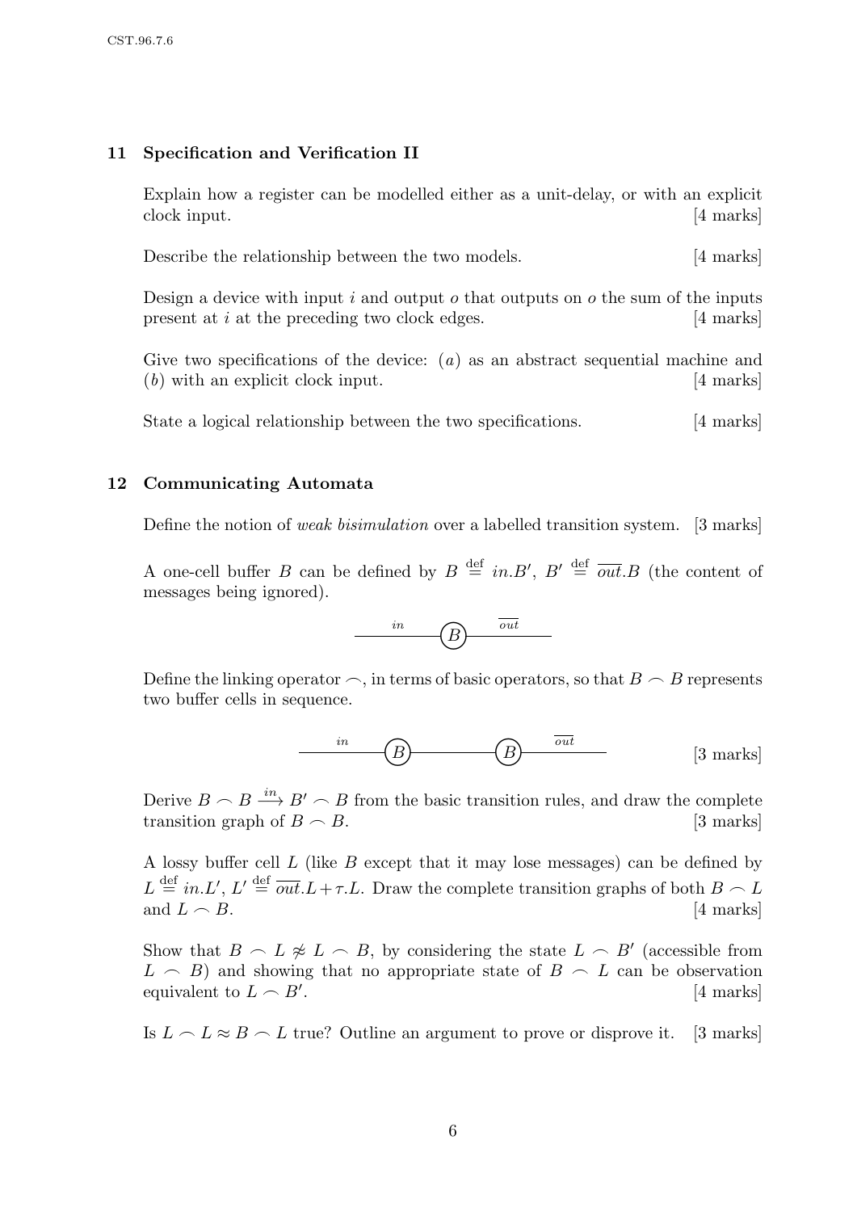## 11 Specification and Verification II

Explain how a register can be modelled either as a unit-delay, or with an explicit clock input. [4 marks]

Describe the relationship between the two models. [4 marks]

Design a device with input $i$ and output $o$ that outputs on $o$ the sum of the inputs present at $i$ at the preceding two clock edges. [4 marks]

Give two specifications of the device: ($a$) as an abstract sequential machine and ($b$) with an explicit clock input. [4 marks]

State a logical relationship between the two specifications. [4 marks]

## 12 Communicating Automata

Define the notion of *weak bisimulation* over a labelled transition system. [3 marks]

A one-cell buffer $B$ can be defined by $B \stackrel{\text{def}}{=} in.B'$, $B' \stackrel{\text{def}}{=} \overline{out}.B$ (the content of messages being ignored).

$in$ —— ($B$) —— $\overline{out}$

Define the linking operator $\frown$, in terms of basic operators, so that $B \frown B$ represents two buffer cells in sequence.

$in$ —— ($B$) —— ($B$) —— $\overline{out}$

[3 marks]

Derive $B \frown B \xrightarrow{in} B' \frown B$ from the basic transition rules, and draw the complete transition graph of $B \frown B$. [3 marks]

A lossy buffer cell $L$ (like $B$ except that it may lose messages) can be defined by $L \stackrel{\text{def}}{=} in.L'$, $L' \stackrel{\text{def}}{=} \overline{out}.L + \tau.L$. Draw the complete transition graphs of both $B \frown L$ and $L \frown B$. [4 marks]

Show that $B \frown L \not\approx L \frown B$, by considering the state $L \frown B'$ (accessible from $L \frown B$) and showing that no appropriate state of $B \frown L$ can be observation equivalent to $L \frown B'$. [4 marks]

Is $L \frown L \approx B \frown L$ true? Outline an argument to prove or disprove it. [3 marks]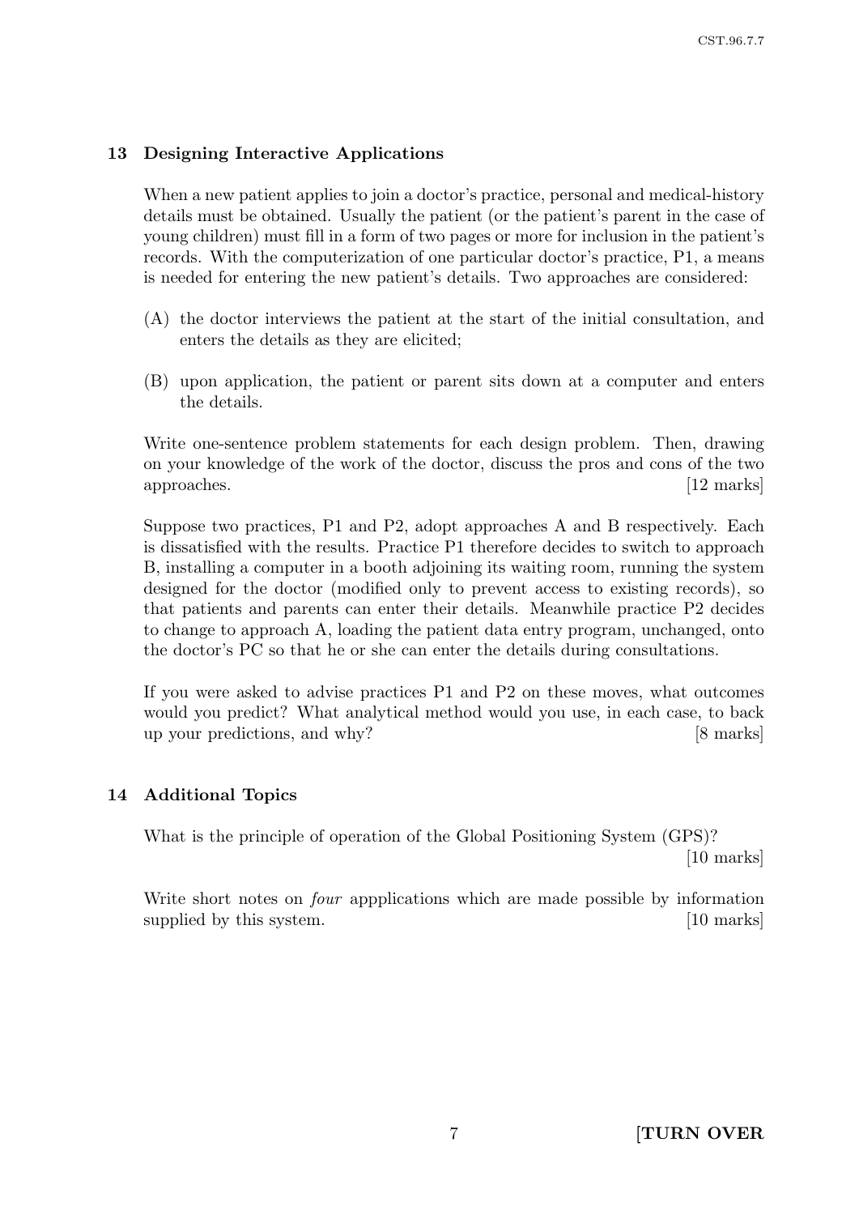## 13 Designing Interactive Applications

When a new patient applies to join a doctor's practice, personal and medical-history details must be obtained. Usually the patient (or the patient's parent in the case of young children) must fill in a form of two pages or more for inclusion in the patient's records. With the computerization of one particular doctor's practice, P1, a means is needed for entering the new patient's details. Two approaches are considered:

(A) the doctor interviews the patient at the start of the initial consultation, and enters the details as they are elicited;

(B) upon application, the patient or parent sits down at a computer and enters the details.

Write one-sentence problem statements for each design problem. Then, drawing on your knowledge of the work of the doctor, discuss the pros and cons of the two approaches. [12 marks]

Suppose two practices, P1 and P2, adopt approaches A and B respectively. Each is dissatisfied with the results. Practice P1 therefore decides to switch to approach B, installing a computer in a booth adjoining its waiting room, running the system designed for the doctor (modified only to prevent access to existing records), so that patients and parents can enter their details. Meanwhile practice P2 decides to change to approach A, loading the patient data entry program, unchanged, onto the doctor's PC so that he or she can enter the details during consultations.

If you were asked to advise practices P1 and P2 on these moves, what outcomes would you predict? What analytical method would you use, in each case, to back up your predictions, and why? [8 marks]

## 14 Additional Topics

What is the principle of operation of the Global Positioning System (GPS)? [10 marks]

Write short notes on *four* appplications which are made possible by information supplied by this system. [10 marks]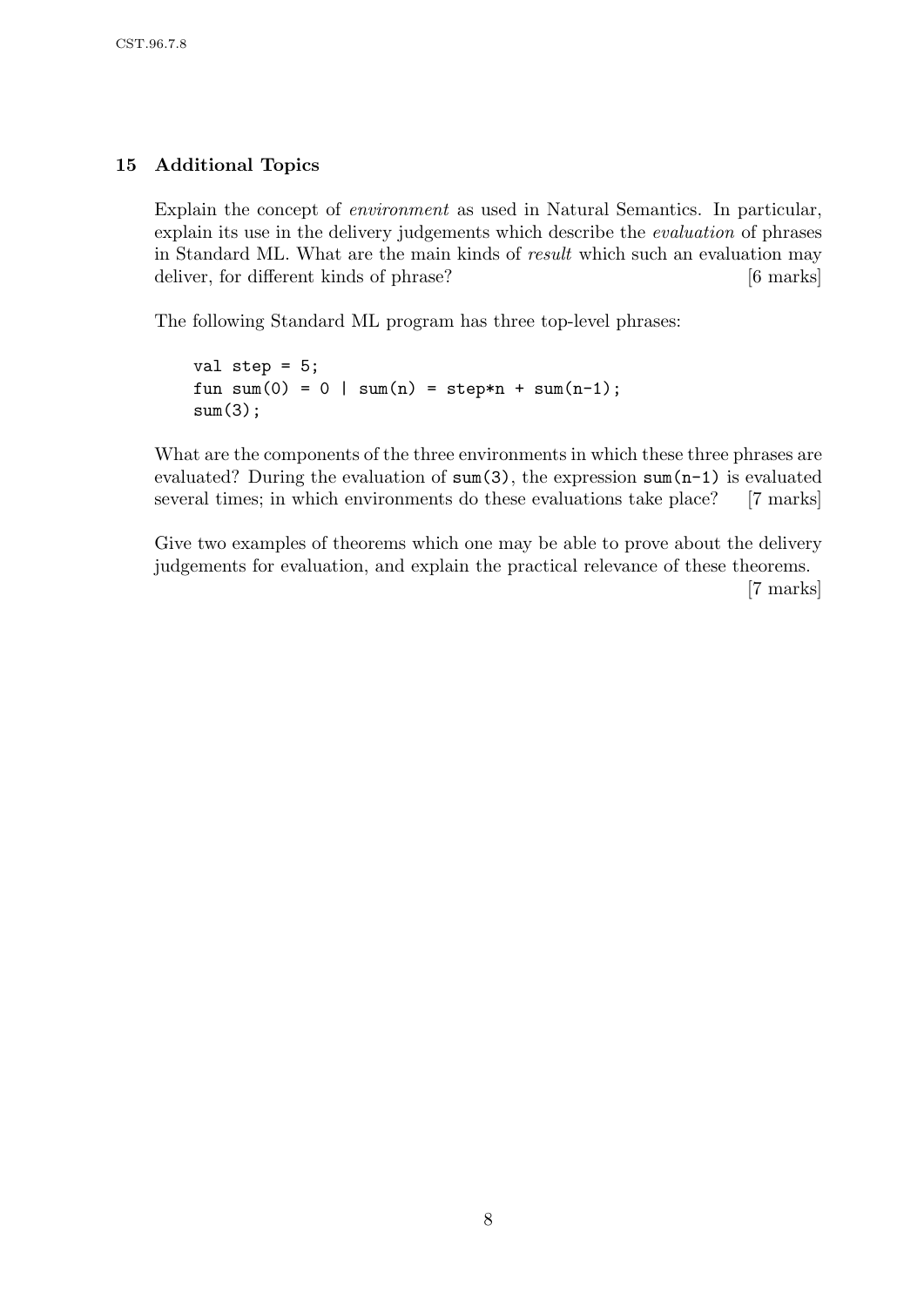## 15 Additional Topics

Explain the concept of *environment* as used in Natural Semantics. In particular, explain its use in the delivery judgements which describe the *evaluation* of phrases in Standard ML. What are the main kinds of *result* which such an evaluation may deliver, for different kinds of phrase? [6 marks]

The following Standard ML program has three top-level phrases:

```
val step = 5;
fun sum(0) = 0 | sum(n) = step*n + sum(n-1);
sum(3);
```

What are the components of the three environments in which these three phrases are evaluated? During the evaluation of `sum(3)`, the expression `sum(n-1)` is evaluated several times; in which environments do these evaluations take place? [7 marks]

Give two examples of theorems which one may be able to prove about the delivery judgements for evaluation, and explain the practical relevance of these theorems.

[7 marks]